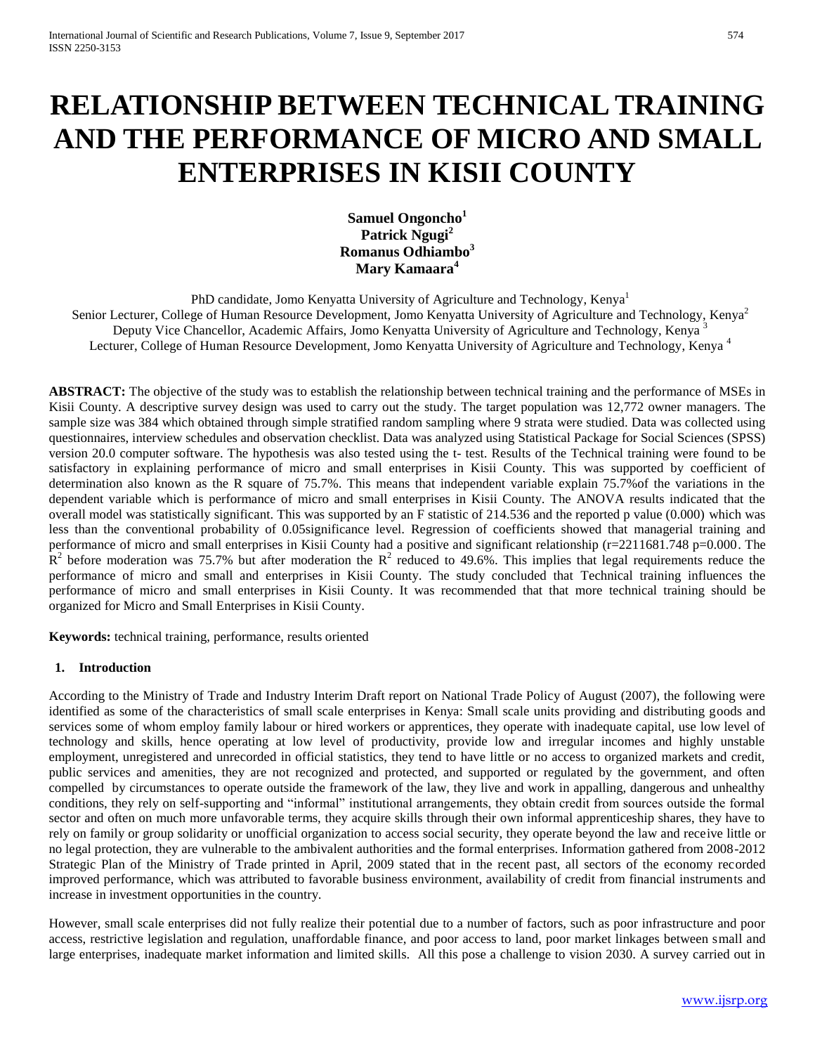# RELATIONSHIP BETWEEN TECHNICAL TRAINING AND THE PERFORMANCE OF MICRO AND SMALL ENTERPRISES IN KISII COUNTY

**Samuel Ongoncho[1]**
**Patrick Ngugi[2]**
**Romanus Odhiambo[3]**
**Mary Kamaara[4]**

PhD candidate, Jomo Kenyatta University of Agriculture and Technology, Kenya[1]
Senior Lecturer, College of Human Resource Development, Jomo Kenyatta University of Agriculture and Technology, Kenya[2]
Deputy Vice Chancellor, Academic Affairs, Jomo Kenyatta University of Agriculture and Technology, Kenya [3]
Lecturer, College of Human Resource Development, Jomo Kenyatta University of Agriculture and Technology, Kenya [4]

**ABSTRACT:** The objective of the study was to establish the relationship between technical training and the performance of MSEs in Kisii County. A descriptive survey design was used to carry out the study. The target population was 12,772 owner managers. The sample size was 384 which obtained through simple stratified random sampling where 9 strata were studied. Data was collected using questionnaires, interview schedules and observation checklist. Data was analyzed using Statistical Package for Social Sciences (SPSS) version 20.0 computer software. The hypothesis was also tested using the t- test. Results of the Technical training were found to be satisfactory in explaining performance of micro and small enterprises in Kisii County. This was supported by coefficient of determination also known as the R square of 75.7%. This means that independent variable explain 75.7%of the variations in the dependent variable which is performance of micro and small enterprises in Kisii County. The ANOVA results indicated that the overall model was statistically significant. This was supported by an F statistic of 214.536 and the reported p value (0.000) which was less than the conventional probability of 0.05significance level. Regression of coefficients showed that managerial training and performance of micro and small enterprises in Kisii County had a positive and significant relationship (r=2211681.748 p=0.000. The $R^2$ before moderation was 75.7% but after moderation the $R^2$ reduced to 49.6%. This implies that legal requirements reduce the performance of micro and small and enterprises in Kisii County. The study concluded that Technical training influences the performance of micro and small enterprises in Kisii County. It was recommended that that more technical training should be organized for Micro and Small Enterprises in Kisii County.

**Keywords:** technical training, performance, results oriented

## 1. Introduction

According to the Ministry of Trade and Industry Interim Draft report on National Trade Policy of August (2007), the following were identified as some of the characteristics of small scale enterprises in Kenya: Small scale units providing and distributing goods and services some of whom employ family labour or hired workers or apprentices, they operate with inadequate capital, use low level of technology and skills, hence operating at low level of productivity, provide low and irregular incomes and highly unstable employment, unregistered and unrecorded in official statistics, they tend to have little or no access to organized markets and credit, public services and amenities, they are not recognized and protected, and supported or regulated by the government, and often compelled by circumstances to operate outside the framework of the law, they live and work in appalling, dangerous and unhealthy conditions, they rely on self-supporting and "informal" institutional arrangements, they obtain credit from sources outside the formal sector and often on much more unfavorable terms, they acquire skills through their own informal apprenticeship shares, they have to rely on family or group solidarity or unofficial organization to access social security, they operate beyond the law and receive little or no legal protection, they are vulnerable to the ambivalent authorities and the formal enterprises. Information gathered from 2008-2012 Strategic Plan of the Ministry of Trade printed in April, 2009 stated that in the recent past, all sectors of the economy recorded improved performance, which was attributed to favorable business environment, availability of credit from financial instruments and increase in investment opportunities in the country.

However, small scale enterprises did not fully realize their potential due to a number of factors, such as poor infrastructure and poor access, restrictive legislation and regulation, unaffordable finance, and poor access to land, poor market linkages between small and large enterprises, inadequate market information and limited skills. All this pose a challenge to vision 2030. A survey carried out in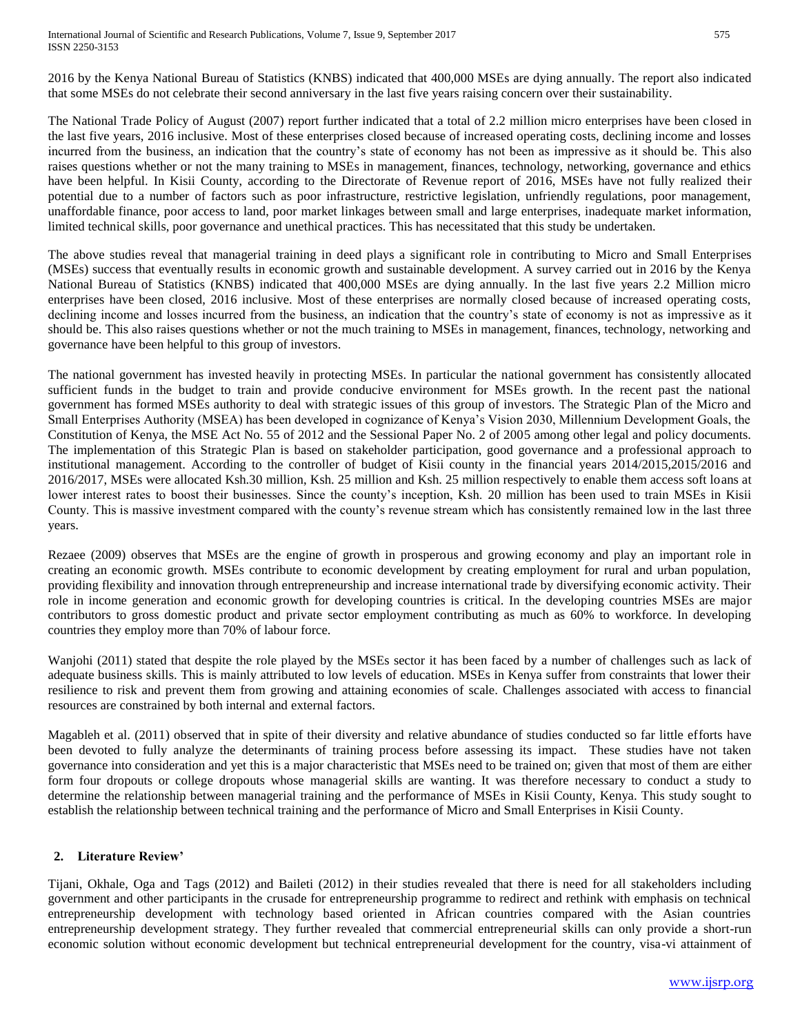2016 by the Kenya National Bureau of Statistics (KNBS) indicated that 400,000 MSEs are dying annually. The report also indicated that some MSEs do not celebrate their second anniversary in the last five years raising concern over their sustainability.

The National Trade Policy of August (2007) report further indicated that a total of 2.2 million micro enterprises have been closed in the last five years, 2016 inclusive. Most of these enterprises closed because of increased operating costs, declining income and losses incurred from the business, an indication that the country's state of economy has not been as impressive as it should be. This also raises questions whether or not the many training to MSEs in management, finances, technology, networking, governance and ethics have been helpful. In Kisii County, according to the Directorate of Revenue report of 2016, MSEs have not fully realized their potential due to a number of factors such as poor infrastructure, restrictive legislation, unfriendly regulations, poor management, unaffordable finance, poor access to land, poor market linkages between small and large enterprises, inadequate market information, limited technical skills, poor governance and unethical practices. This has necessitated that this study be undertaken.

The above studies reveal that managerial training in deed plays a significant role in contributing to Micro and Small Enterprises (MSEs) success that eventually results in economic growth and sustainable development. A survey carried out in 2016 by the Kenya National Bureau of Statistics (KNBS) indicated that 400,000 MSEs are dying annually. In the last five years 2.2 Million micro enterprises have been closed, 2016 inclusive. Most of these enterprises are normally closed because of increased operating costs, declining income and losses incurred from the business, an indication that the country's state of economy is not as impressive as it should be. This also raises questions whether or not the much training to MSEs in management, finances, technology, networking and governance have been helpful to this group of investors.

The national government has invested heavily in protecting MSEs. In particular the national government has consistently allocated sufficient funds in the budget to train and provide conducive environment for MSEs growth. In the recent past the national government has formed MSEs authority to deal with strategic issues of this group of investors. The Strategic Plan of the Micro and Small Enterprises Authority (MSEA) has been developed in cognizance of Kenya's Vision 2030, Millennium Development Goals, the Constitution of Kenya, the MSE Act No. 55 of 2012 and the Sessional Paper No. 2 of 2005 among other legal and policy documents. The implementation of this Strategic Plan is based on stakeholder participation, good governance and a professional approach to institutional management. According to the controller of budget of Kisii county in the financial years 2014/2015,2015/2016 and 2016/2017, MSEs were allocated Ksh.30 million, Ksh. 25 million and Ksh. 25 million respectively to enable them access soft loans at lower interest rates to boost their businesses. Since the county's inception, Ksh. 20 million has been used to train MSEs in Kisii County. This is massive investment compared with the county's revenue stream which has consistently remained low in the last three years.

Rezaee (2009) observes that MSEs are the engine of growth in prosperous and growing economy and play an important role in creating an economic growth. MSEs contribute to economic development by creating employment for rural and urban population, providing flexibility and innovation through entrepreneurship and increase international trade by diversifying economic activity. Their role in income generation and economic growth for developing countries is critical. In the developing countries MSEs are major contributors to gross domestic product and private sector employment contributing as much as 60% to workforce. In developing countries they employ more than 70% of labour force.

Wanjohi (2011) stated that despite the role played by the MSEs sector it has been faced by a number of challenges such as lack of adequate business skills. This is mainly attributed to low levels of education. MSEs in Kenya suffer from constraints that lower their resilience to risk and prevent them from growing and attaining economies of scale. Challenges associated with access to financial resources are constrained by both internal and external factors.

Magableh et al. (2011) observed that in spite of their diversity and relative abundance of studies conducted so far little efforts have been devoted to fully analyze the determinants of training process before assessing its impact. These studies have not taken governance into consideration and yet this is a major characteristic that MSEs need to be trained on; given that most of them are either form four dropouts or college dropouts whose managerial skills are wanting. It was therefore necessary to conduct a study to determine the relationship between managerial training and the performance of MSEs in Kisii County, Kenya. This study sought to establish the relationship between technical training and the performance of Micro and Small Enterprises in Kisii County.

## 2. Literature Review'

Tijani, Okhale, Oga and Tags (2012) and Baileti (2012) in their studies revealed that there is need for all stakeholders including government and other participants in the crusade for entrepreneurship programme to redirect and rethink with emphasis on technical entrepreneurship development with technology based oriented in African countries compared with the Asian countries entrepreneurship development strategy. They further revealed that commercial entrepreneurial skills can only provide a short-run economic solution without economic development but technical entrepreneurial development for the country, visa-vi attainment of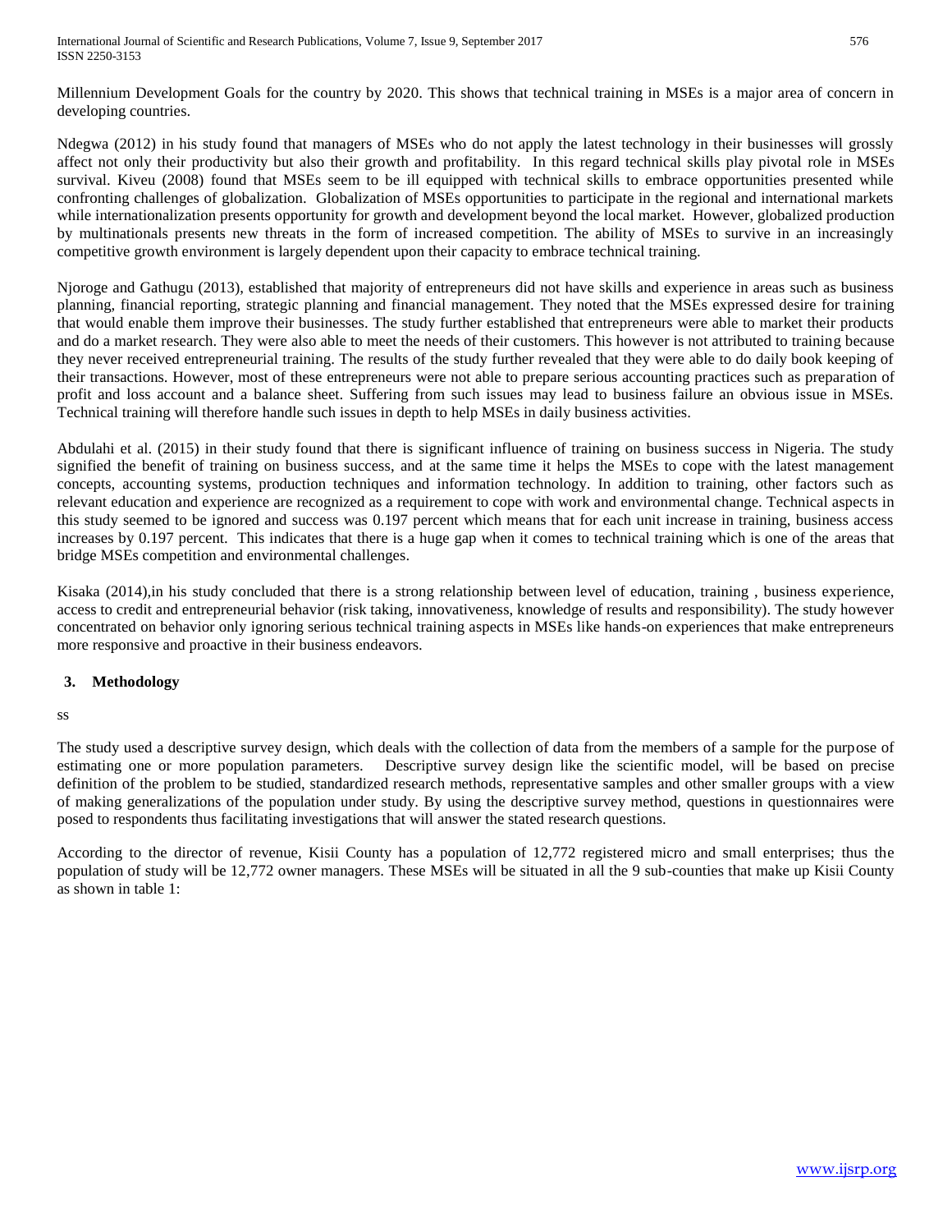Millennium Development Goals for the country by 2020. This shows that technical training in MSEs is a major area of concern in developing countries.

Ndegwa (2012) in his study found that managers of MSEs who do not apply the latest technology in their businesses will grossly affect not only their productivity but also their growth and profitability. In this regard technical skills play pivotal role in MSEs survival. Kiveu (2008) found that MSEs seem to be ill equipped with technical skills to embrace opportunities presented while confronting challenges of globalization. Globalization of MSEs opportunities to participate in the regional and international markets while internationalization presents opportunity for growth and development beyond the local market. However, globalized production by multinationals presents new threats in the form of increased competition. The ability of MSEs to survive in an increasingly competitive growth environment is largely dependent upon their capacity to embrace technical training.

Njoroge and Gathugu (2013), established that majority of entrepreneurs did not have skills and experience in areas such as business planning, financial reporting, strategic planning and financial management. They noted that the MSEs expressed desire for training that would enable them improve their businesses. The study further established that entrepreneurs were able to market their products and do a market research. They were also able to meet the needs of their customers. This however is not attributed to training because they never received entrepreneurial training. The results of the study further revealed that they were able to do daily book keeping of their transactions. However, most of these entrepreneurs were not able to prepare serious accounting practices such as preparation of profit and loss account and a balance sheet. Suffering from such issues may lead to business failure an obvious issue in MSEs. Technical training will therefore handle such issues in depth to help MSEs in daily business activities.

Abdulahi et al. (2015) in their study found that there is significant influence of training on business success in Nigeria. The study signified the benefit of training on business success, and at the same time it helps the MSEs to cope with the latest management concepts, accounting systems, production techniques and information technology. In addition to training, other factors such as relevant education and experience are recognized as a requirement to cope with work and environmental change. Technical aspects in this study seemed to be ignored and success was 0.197 percent which means that for each unit increase in training, business access increases by 0.197 percent. This indicates that there is a huge gap when it comes to technical training which is one of the areas that bridge MSEs competition and environmental challenges.

Kisaka (2014),in his study concluded that there is a strong relationship between level of education, training , business experience, access to credit and entrepreneurial behavior (risk taking, innovativeness, knowledge of results and responsibility). The study however concentrated on behavior only ignoring serious technical training aspects in MSEs like hands-on experiences that make entrepreneurs more responsive and proactive in their business endeavors.

## 3. Methodology

ss

The study used a descriptive survey design, which deals with the collection of data from the members of a sample for the purpose of estimating one or more population parameters. Descriptive survey design like the scientific model, will be based on precise definition of the problem to be studied, standardized research methods, representative samples and other smaller groups with a view of making generalizations of the population under study. By using the descriptive survey method, questions in questionnaires were posed to respondents thus facilitating investigations that will answer the stated research questions.

According to the director of revenue, Kisii County has a population of 12,772 registered micro and small enterprises; thus the population of study will be 12,772 owner managers. These MSEs will be situated in all the 9 sub-counties that make up Kisii County as shown in table 1: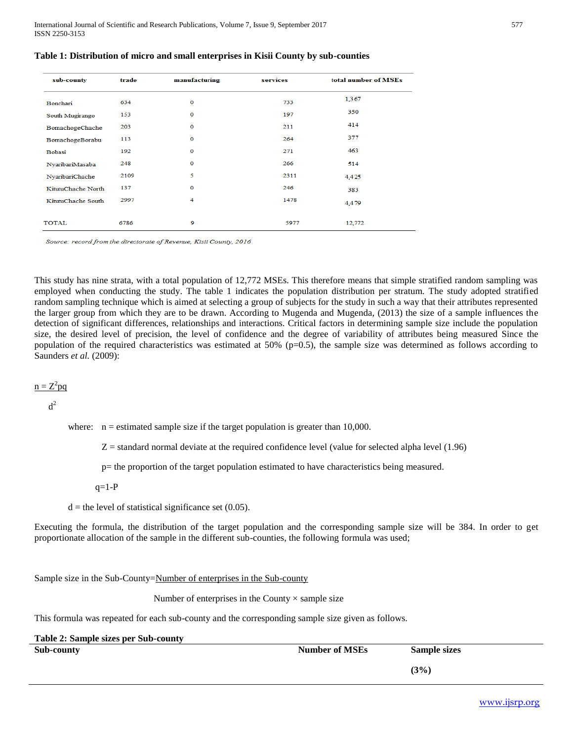**Table 1: Distribution of micro and small enterprises in Kisii County by sub-counties**

| sub-county | trade | manufacturing | services | total number of MSEs |
|---|---|---|---|---|
| Bonchari | 634 | 0 | 733 | 1,367 |
| South Mugirango | 153 | 0 | 197 | 350 |
| BomachogeChache | 203 | 0 | 211 | 414 |
| BomachogeBorabu | 113 | 0 | 264 | 377 |
| Bobasi | 192 | 0 | 271 | 463 |
| NyaribariMasaba | 248 | 0 | 266 | 514 |
| NyaribariChache | 2109 | 5 | 2311 | 4,425 |
| KitutuChache North | 137 | 0 | 246 | 383 |
| KituruChache South | 2997 | 4 | 1478 | 4,479 |
| TOTAL | 6786 | 9 | 5977 | 12,772 |

*Source: record from the directorate of Revenue, Kisii County, 2016*

This study has nine strata, with a total population of 12,772 MSEs. This therefore means that simple stratified random sampling was employed when conducting the study. The table 1 indicates the population distribution per stratum. The study adopted stratified random sampling technique which is aimed at selecting a group of subjects for the study in such a way that their attributes represented the larger group from which they are to be drawn. According to Mugenda and Mugenda, (2013) the size of a sample influences the detection of significant differences, relationships and interactions. Critical factors in determining sample size include the population size, the desired level of precision, the level of confidence and the degree of variability of attributes being measured Since the population of the required characteristics was estimated at 50% (p=0.5), the sample size was determined as follows according to Saunders *et al.* (2009):

$$n = \frac{Z^2 pq}{d^2}$$

where: n = estimated sample size if the target population is greater than 10,000.

Z = standard normal deviate at the required confidence level (value for selected alpha level (1.96)

p= the proportion of the target population estimated to have characteristics being measured.

q=1-P

d = the level of statistical significance set (0.05).

Executing the formula, the distribution of the target population and the corresponding sample size will be 384. In order to get proportionate allocation of the sample in the different sub-counties, the following formula was used;

$$\text{Sample size in the Sub-County} = \frac{\text{Number of enterprises in the Sub-county}}{\text{Number of enterprises in the County}} \times \text{sample size}$$

This formula was repeated for each sub-county and the corresponding sample size given as follows.

**Table 2: Sample sizes per Sub-county**

| Sub-county | Number of MSEs | Sample sizes (3%) |
|---|---|---|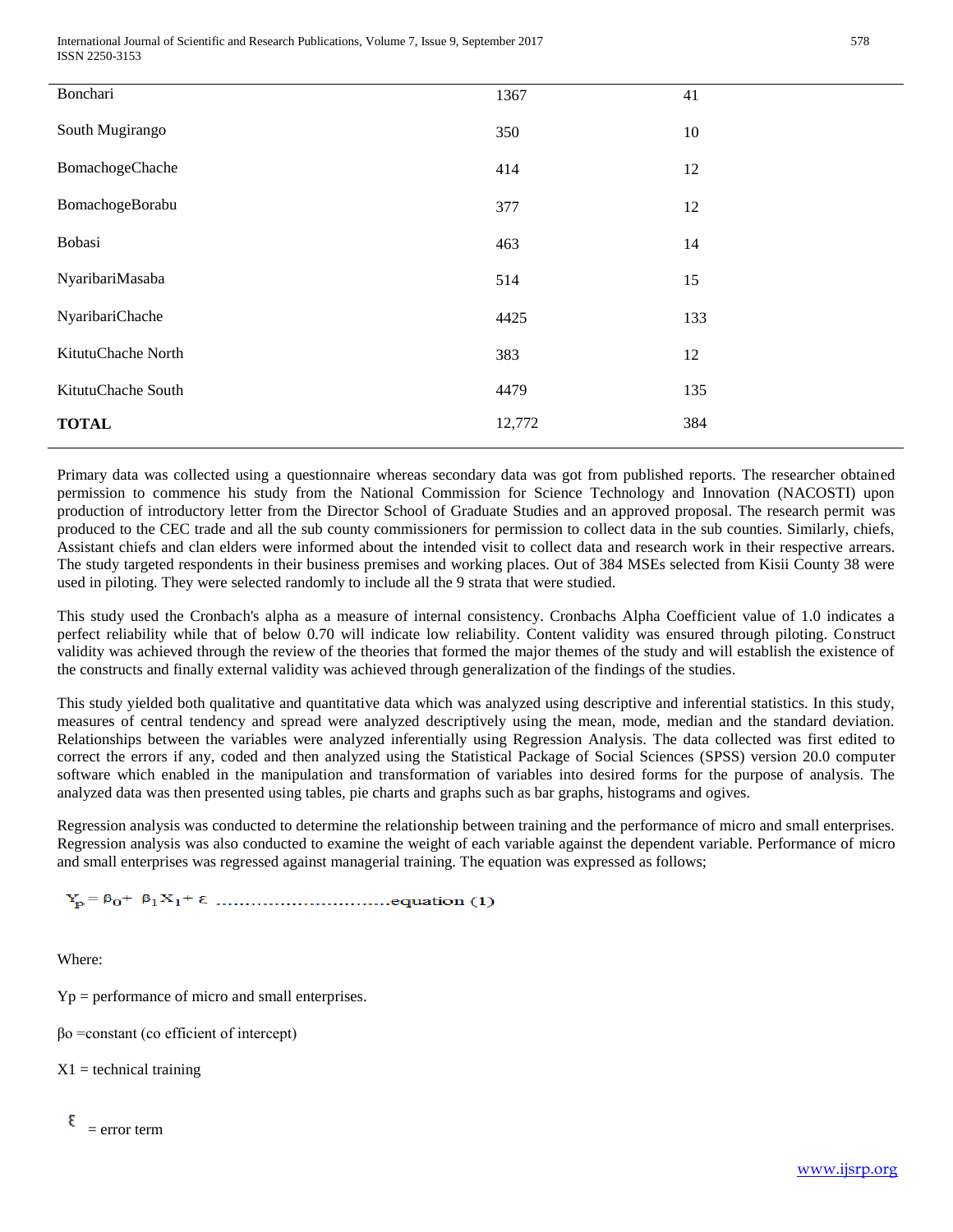| Bonchari | 1367 | 41 |
|---|---|---|
| South Mugirango | 350 | 10 |
| BomachogeChache | 414 | 12 |
| BomachogeBorabu | 377 | 12 |
| Bobasi | 463 | 14 |
| NyaribariMasaba | 514 | 15 |
| NyaribariChache | 4425 | 133 |
| KitutuChache North | 383 | 12 |
| KitutuChache South | 4479 | 135 |
| **TOTAL** | 12,772 | 384 |

Primary data was collected using a questionnaire whereas secondary data was got from published reports. The researcher obtained permission to commence his study from the National Commission for Science Technology and Innovation (NACOSTI) upon production of introductory letter from the Director School of Graduate Studies and an approved proposal. The research permit was produced to the CEC trade and all the sub county commissioners for permission to collect data in the sub counties. Similarly, chiefs, Assistant chiefs and clan elders were informed about the intended visit to collect data and research work in their respective arrears. The study targeted respondents in their business premises and working places. Out of 384 MSEs selected from Kisii County 38 were used in piloting. They were selected randomly to include all the 9 strata that were studied.

This study used the Cronbach's alpha as a measure of internal consistency. Cronbachs Alpha Coefficient value of 1.0 indicates a perfect reliability while that of below 0.70 will indicate low reliability. Content validity was ensured through piloting. Construct validity was achieved through the review of the theories that formed the major themes of the study and will establish the existence of the constructs and finally external validity was achieved through generalization of the findings of the studies.

This study yielded both qualitative and quantitative data which was analyzed using descriptive and inferential statistics. In this study, measures of central tendency and spread were analyzed descriptively using the mean, mode, median and the standard deviation. Relationships between the variables were analyzed inferentially using Regression Analysis. The data collected was first edited to correct the errors if any, coded and then analyzed using the Statistical Package of Social Sciences (SPSS) version 20.0 computer software which enabled in the manipulation and transformation of variables into desired forms for the purpose of analysis. The analyzed data was then presented using tables, pie charts and graphs such as bar graphs, histograms and ogives.

Regression analysis was conducted to determine the relationship between training and the performance of micro and small enterprises. Regression analysis was also conducted to examine the weight of each variable against the dependent variable. Performance of micro and small enterprises was regressed against managerial training. The equation was expressed as follows;

$$Y_p = \beta_0 + \beta_1 X_1 + \varepsilon \text{ ..............................equation (1)}$$

Where:

$Y_p$ = performance of micro and small enterprises.

$\beta_o$ =constant (co efficient of intercept)

$X_1$ = technical training

$\varepsilon$ = error term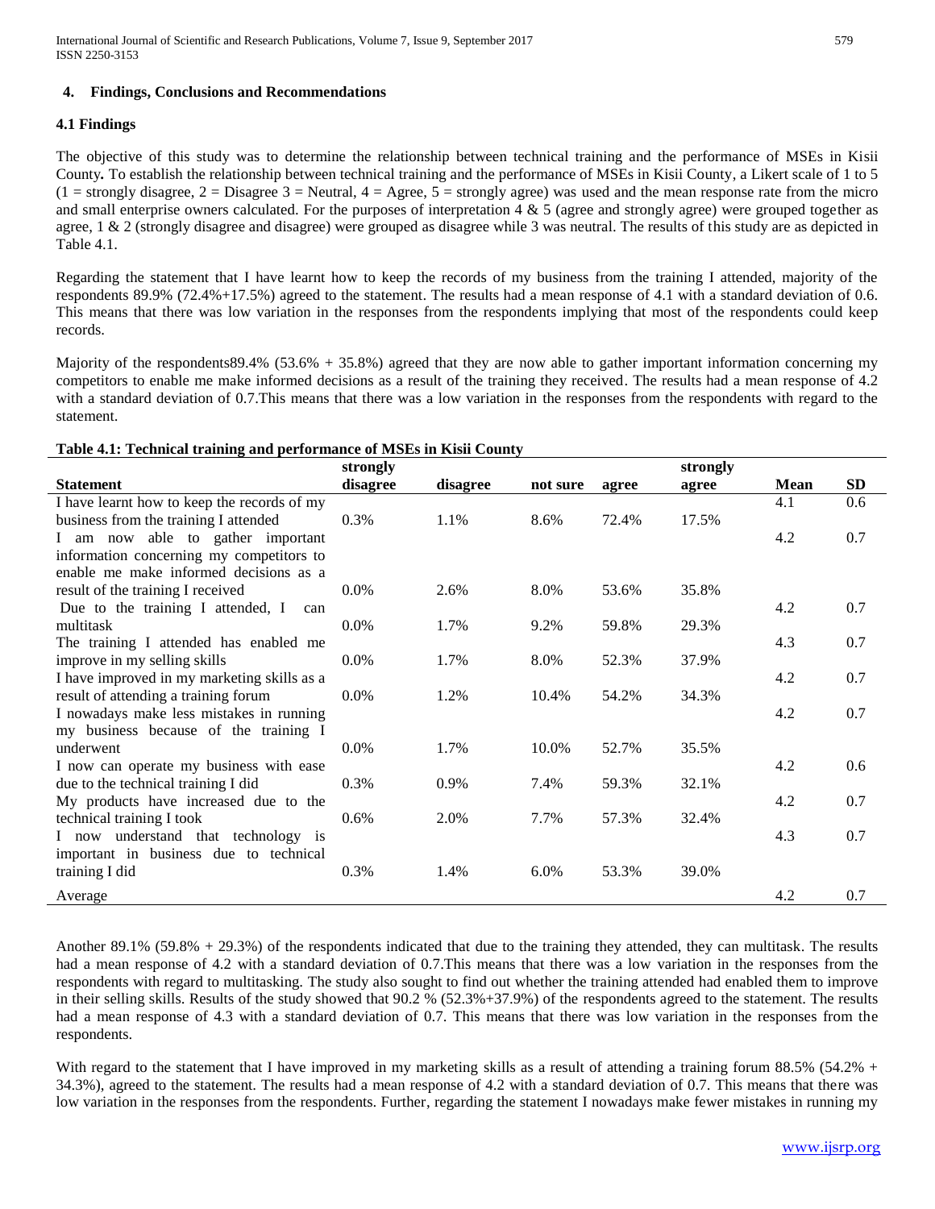## 4. Findings, Conclusions and Recommendations

### 4.1 Findings

The objective of this study was to determine the relationship between technical training and the performance of MSEs in Kisii County**.** To establish the relationship between technical training and the performance of MSEs in Kisii County, a Likert scale of 1 to 5 (1 = strongly disagree, 2 = Disagree 3 = Neutral, 4 = Agree, 5 = strongly agree) was used and the mean response rate from the micro and small enterprise owners calculated. For the purposes of interpretation 4 & 5 (agree and strongly agree) were grouped together as agree, 1 & 2 (strongly disagree and disagree) were grouped as disagree while 3 was neutral. The results of this study are as depicted in Table 4.1.

Regarding the statement that I have learnt how to keep the records of my business from the training I attended, majority of the respondents 89.9% (72.4%+17.5%) agreed to the statement. The results had a mean response of 4.1 with a standard deviation of 0.6. This means that there was low variation in the responses from the respondents implying that most of the respondents could keep records.

Majority of the respondents89.4% (53.6% + 35.8%) agreed that they are now able to gather important information concerning my competitors to enable me make informed decisions as a result of the training they received. The results had a mean response of 4.2 with a standard deviation of 0.7.This means that there was a low variation in the responses from the respondents with regard to the statement.

**Table 4.1: Technical training and performance of MSEs in Kisii County**

| Statement | strongly disagree | disagree | not sure | agree | strongly agree | Mean | SD |
|---|---|---|---|---|---|---|---|
| I have learnt how to keep the records of my business from the training I attended | 0.3% | 1.1% | 8.6% | 72.4% | 17.5% | 4.1 | 0.6 |
| I am now able to gather important information concerning my competitors to enable me make informed decisions as a result of the training I received | 0.0% | 2.6% | 8.0% | 53.6% | 35.8% | 4.2 | 0.7 |
| Due to the training I attended, I can multitask | 0.0% | 1.7% | 9.2% | 59.8% | 29.3% | 4.2 | 0.7 |
| The training I attended has enabled me improve in my selling skills | 0.0% | 1.7% | 8.0% | 52.3% | 37.9% | 4.3 | 0.7 |
| I have improved in my marketing skills as a result of attending a training forum | 0.0% | 1.2% | 10.4% | 54.2% | 34.3% | 4.2 | 0.7 |
| I nowadays make less mistakes in running my business because of the training I underwent | 0.0% | 1.7% | 10.0% | 52.7% | 35.5% | 4.2 | 0.7 |
| I now can operate my business with ease due to the technical training I did | 0.3% | 0.9% | 7.4% | 59.3% | 32.1% | 4.2 | 0.6 |
| My products have increased due to the technical training I took | 0.6% | 2.0% | 7.7% | 57.3% | 32.4% | 4.2 | 0.7 |
| I now understand that technology is important in business due to technical training I did | 0.3% | 1.4% | 6.0% | 53.3% | 39.0% | 4.3 | 0.7 |
| Average | | | | | | 4.2 | 0.7 |

Another 89.1% (59.8% + 29.3%) of the respondents indicated that due to the training they attended, they can multitask. The results had a mean response of 4.2 with a standard deviation of 0.7.This means that there was a low variation in the responses from the respondents with regard to multitasking. The study also sought to find out whether the training attended had enabled them to improve in their selling skills. Results of the study showed that 90.2 % (52.3%+37.9%) of the respondents agreed to the statement. The results had a mean response of 4.3 with a standard deviation of 0.7. This means that there was low variation in the responses from the respondents.

With regard to the statement that I have improved in my marketing skills as a result of attending a training forum 88.5% (54.2% + 34.3%), agreed to the statement. The results had a mean response of 4.2 with a standard deviation of 0.7. This means that there was low variation in the responses from the respondents. Further, regarding the statement I nowadays make fewer mistakes in running my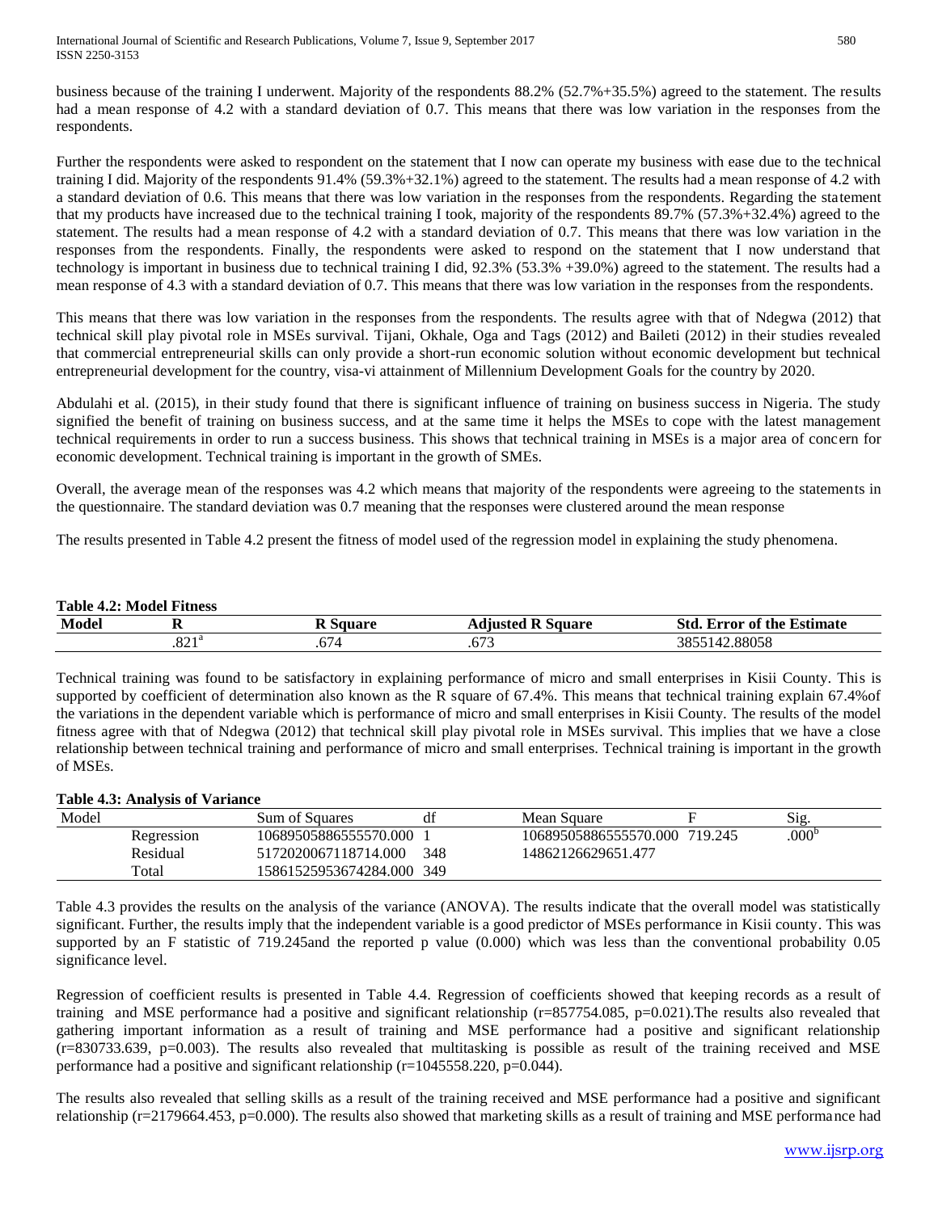business because of the training I underwent. Majority of the respondents 88.2% (52.7%+35.5%) agreed to the statement. The results had a mean response of 4.2 with a standard deviation of 0.7. This means that there was low variation in the responses from the respondents.

Further the respondents were asked to respondent on the statement that I now can operate my business with ease due to the technical training I did. Majority of the respondents 91.4% (59.3%+32.1%) agreed to the statement. The results had a mean response of 4.2 with a standard deviation of 0.6. This means that there was low variation in the responses from the respondents. Regarding the statement that my products have increased due to the technical training I took, majority of the respondents 89.7% (57.3%+32.4%) agreed to the statement. The results had a mean response of 4.2 with a standard deviation of 0.7. This means that there was low variation in the responses from the respondents. Finally, the respondents were asked to respond on the statement that I now understand that technology is important in business due to technical training I did, 92.3% (53.3% +39.0%) agreed to the statement. The results had a mean response of 4.3 with a standard deviation of 0.7. This means that there was low variation in the responses from the respondents.

This means that there was low variation in the responses from the respondents. The results agree with that of Ndegwa (2012) that technical skill play pivotal role in MSEs survival. Tijani, Okhale, Oga and Tags (2012) and Baileti (2012) in their studies revealed that commercial entrepreneurial skills can only provide a short-run economic solution without economic development but technical entrepreneurial development for the country, visa-vi attainment of Millennium Development Goals for the country by 2020.

Abdulahi et al. (2015), in their study found that there is significant influence of training on business success in Nigeria. The study signified the benefit of training on business success, and at the same time it helps the MSEs to cope with the latest management technical requirements in order to run a success business. This shows that technical training in MSEs is a major area of concern for economic development. Technical training is important in the growth of SMEs.

Overall, the average mean of the responses was 4.2 which means that majority of the respondents were agreeing to the statements in the questionnaire. The standard deviation was 0.7 meaning that the responses were clustered around the mean response

The results presented in Table 4.2 present the fitness of model used of the regression model in explaining the study phenomena.

**Table 4.2: Model Fitness**

| Model | R | R Square | Adjusted R Square | Std. Error of the Estimate |
|---|---|---|---|---|
| | .821[a] | .674 | .673 | 3855142.88058 |

Technical training was found to be satisfactory in explaining performance of micro and small enterprises in Kisii County. This is supported by coefficient of determination also known as the R square of 67.4%. This means that technical training explain 67.4%of the variations in the dependent variable which is performance of micro and small enterprises in Kisii County. The results of the model fitness agree with that of Ndegwa (2012) that technical skill play pivotal role in MSEs survival. This implies that we have a close relationship between technical training and performance of micro and small enterprises. Technical training is important in the growth of MSEs.

**Table 4.3: Analysis of Variance**

| Model | | Sum of Squares | df | Mean Square | F | Sig. |
|---|---|---|---|---|---|---|
| | Regression | 10689505886555570.000 | 1 | 10689505886555570.000 | 719.245 | .000[b] |
| | Residual | 5172020067118714.000 | 348 | 14862126629651.477 | | |
| | Total | 15861525953674284.000 | 349 | | | |

Table 4.3 provides the results on the analysis of the variance (ANOVA). The results indicate that the overall model was statistically significant. Further, the results imply that the independent variable is a good predictor of MSEs performance in Kisii county. This was supported by an F statistic of 719.245and the reported p value (0.000) which was less than the conventional probability 0.05 significance level.

Regression of coefficient results is presented in Table 4.4. Regression of coefficients showed that keeping records as a result of training and MSE performance had a positive and significant relationship (r=857754.085, p=0.021).The results also revealed that gathering important information as a result of training and MSE performance had a positive and significant relationship (r=830733.639, p=0.003). The results also revealed that multitasking is possible as result of the training received and MSE performance had a positive and significant relationship (r=1045558.220, p=0.044).

The results also revealed that selling skills as a result of the training received and MSE performance had a positive and significant relationship (r=2179664.453, p=0.000). The results also showed that marketing skills as a result of training and MSE performance had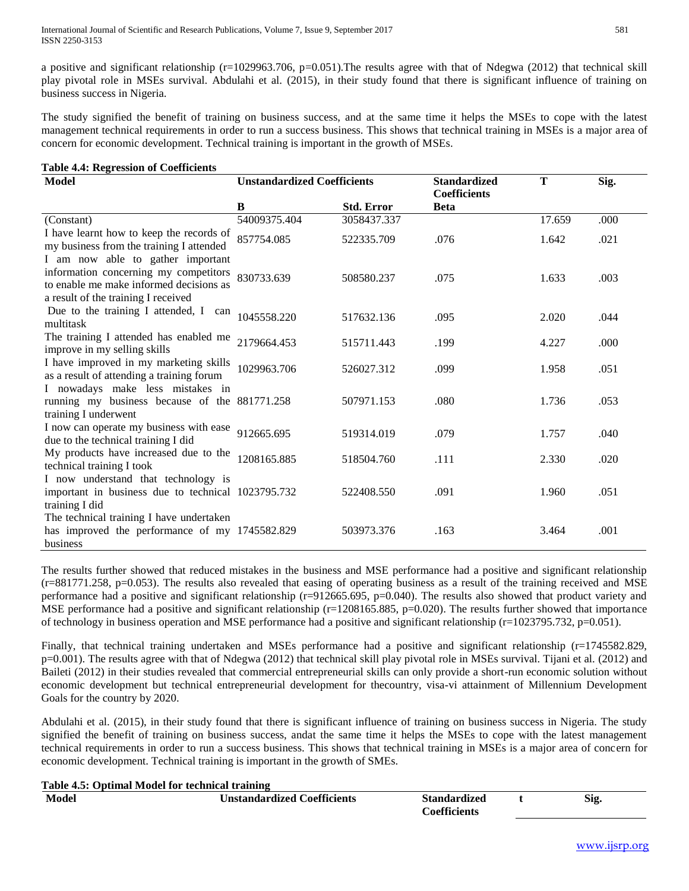a positive and significant relationship (r=1029963.706, p=0.051).The results agree with that of Ndegwa (2012) that technical skill play pivotal role in MSEs survival. Abdulahi et al. (2015), in their study found that there is significant influence of training on business success in Nigeria.

The study signified the benefit of training on business success, and at the same time it helps the MSEs to cope with the latest management technical requirements in order to run a success business. This shows that technical training in MSEs is a major area of concern for economic development. Technical training is important in the growth of MSEs.

**Table 4.4: Regression of Coefficients**

| Model | Unstandardized Coefficients | | Standardized Coefficients | T | Sig. |
|---|---|---|---|---|---|
| | B | Std. Error | Beta | | |
| (Constant) | 54009375.404 | 3058437.337 | | 17.659 | .000 |
| I have learnt how to keep the records of my business from the training I attended | 857754.085 | 522335.709 | .076 | 1.642 | .021 |
| I am now able to gather important information concerning my competitors to enable me make informed decisions as a result of the training I received | 830733.639 | 508580.237 | .075 | 1.633 | .003 |
| Due to the training I attended, I can multitask | 1045558.220 | 517632.136 | .095 | 2.020 | .044 |
| The training I attended has enabled me improve in my selling skills | 2179664.453 | 515711.443 | .199 | 4.227 | .000 |
| I have improved in my marketing skills as a result of attending a training forum | 1029963.706 | 526027.312 | .099 | 1.958 | .051 |
| I nowadays make less mistakes in running my business because of the training I underwent | 881771.258 | 507971.153 | .080 | 1.736 | .053 |
| I now can operate my business with ease due to the technical training I did | 912665.695 | 519314.019 | .079 | 1.757 | .040 |
| My products have increased due to the technical training I took | 1208165.885 | 518504.760 | .111 | 2.330 | .020 |
| I now understand that technology is important in business due to technical training I did | 1023795.732 | 522408.550 | .091 | 1.960 | .051 |
| The technical training I have undertaken has improved the performance of my business | 1745582.829 | 503973.376 | .163 | 3.464 | .001 |

The results further showed that reduced mistakes in the business and MSE performance had a positive and significant relationship (r=881771.258, p=0.053). The results also revealed that easing of operating business as a result of the training received and MSE performance had a positive and significant relationship (r=912665.695, p=0.040). The results also showed that product variety and MSE performance had a positive and significant relationship (r=1208165.885, p=0.020). The results further showed that importance of technology in business operation and MSE performance had a positive and significant relationship (r=1023795.732, p=0.051).

Finally, that technical training undertaken and MSEs performance had a positive and significant relationship (r=1745582.829, p=0.001). The results agree with that of Ndegwa (2012) that technical skill play pivotal role in MSEs survival. Tijani et al. (2012) and Baileti (2012) in their studies revealed that commercial entrepreneurial skills can only provide a short-run economic solution without economic development but technical entrepreneurial development for thecountry, visa-vi attainment of Millennium Development Goals for the country by 2020.

Abdulahi et al. (2015), in their study found that there is significant influence of training on business success in Nigeria. The study signified the benefit of training on business success, andat the same time it helps the MSEs to cope with the latest management technical requirements in order to run a success business. This shows that technical training in MSEs is a major area of concern for economic development. Technical training is important in the growth of SMEs.

**Table 4.5: Optimal Model for technical training**

| Model | Unstandardized Coefficients | Standardized Coefficients | t | Sig. |
|---|---|---|---|---|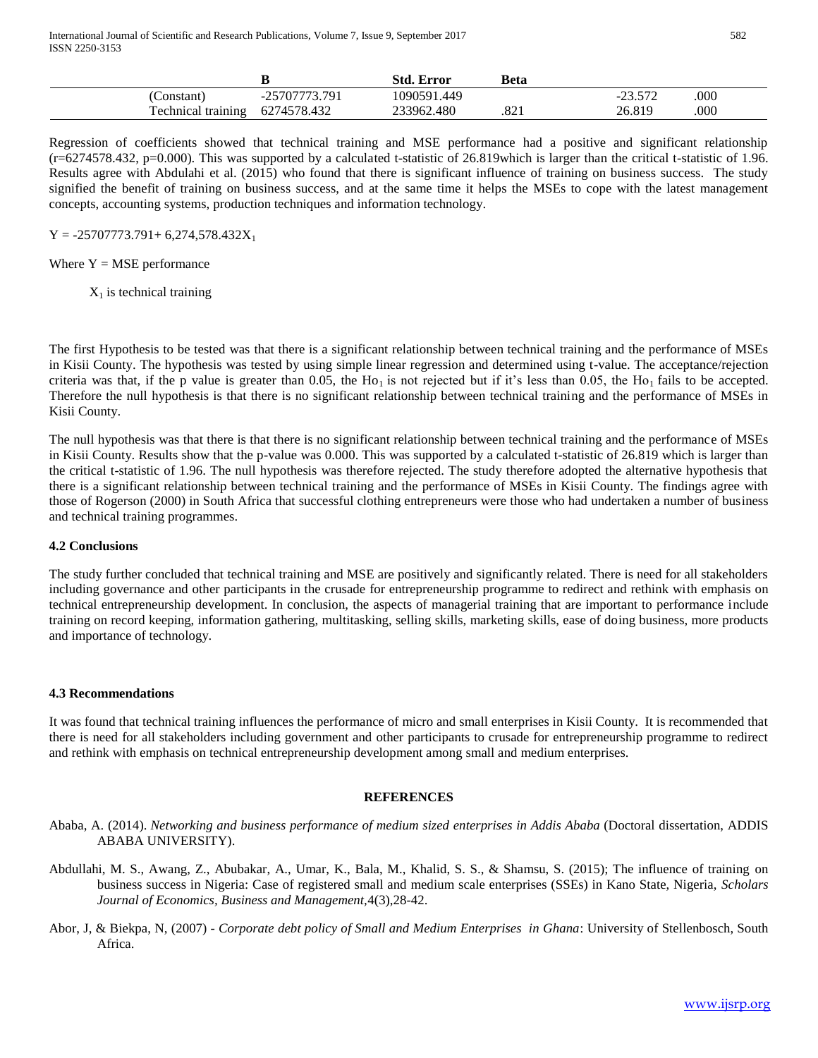| | B | Std. Error | Beta | | |
|---|---|---|---|---|---|
| (Constant) | -25707773.791 | 1090591.449 | | -23.572 | .000 |
| Technical training | 6274578.432 | 233962.480 | .821 | 26.819 | .000 |

Regression of coefficients showed that technical training and MSE performance had a positive and significant relationship (r=6274578.432, p=0.000). This was supported by a calculated t-statistic of 26.819which is larger than the critical t-statistic of 1.96. Results agree with Abdulahi et al. (2015) who found that there is significant influence of training on business success. The study signified the benefit of training on business success, and at the same time it helps the MSEs to cope with the latest management concepts, accounting systems, production techniques and information technology.

$Y = -25707773.791 + 6,274,578.432X_1$

Where Y = MSE performance

$X_1$ is technical training

The first Hypothesis to be tested was that there is a significant relationship between technical training and the performance of MSEs in Kisii County. The hypothesis was tested by using simple linear regression and determined using t-value. The acceptance/rejection criteria was that, if the p value is greater than 0.05, the $Ho_1$ is not rejected but if it's less than 0.05, the $Ho_1$ fails to be accepted. Therefore the null hypothesis is that there is no significant relationship between technical training and the performance of MSEs in Kisii County.

The null hypothesis was that there is that there is no significant relationship between technical training and the performance of MSEs in Kisii County. Results show that the p-value was 0.000. This was supported by a calculated t-statistic of 26.819 which is larger than the critical t-statistic of 1.96. The null hypothesis was therefore rejected. The study therefore adopted the alternative hypothesis that there is a significant relationship between technical training and the performance of MSEs in Kisii County. The findings agree with those of Rogerson (2000) in South Africa that successful clothing entrepreneurs were those who had undertaken a number of business and technical training programmes.

### 4.2 Conclusions

The study further concluded that technical training and MSE are positively and significantly related. There is need for all stakeholders including governance and other participants in the crusade for entrepreneurship programme to redirect and rethink with emphasis on technical entrepreneurship development. In conclusion, the aspects of managerial training that are important to performance include training on record keeping, information gathering, multitasking, selling skills, marketing skills, ease of doing business, more products and importance of technology.

### 4.3 Recommendations

It was found that technical training influences the performance of micro and small enterprises in Kisii County. It is recommended that there is need for all stakeholders including government and other participants to crusade for entrepreneurship programme to redirect and rethink with emphasis on technical entrepreneurship development among small and medium enterprises.

## REFERENCES

Ababa, A. (2014). *Networking and business performance of medium sized enterprises in Addis Ababa* (Doctoral dissertation, ADDIS ABABA UNIVERSITY).

Abdullahi, M. S., Awang, Z., Abubakar, A., Umar, K., Bala, M., Khalid, S. S., & Shamsu, S. (2015); The influence of training on business success in Nigeria: Case of registered small and medium scale enterprises (SSEs) in Kano State, Nigeria, *Scholars Journal of Economics, Business and Management*,4(3),28-42.

Abor, J, & Biekpa, N, (2007) - *Corporate debt policy of Small and Medium Enterprises in Ghana*: University of Stellenbosch, South Africa.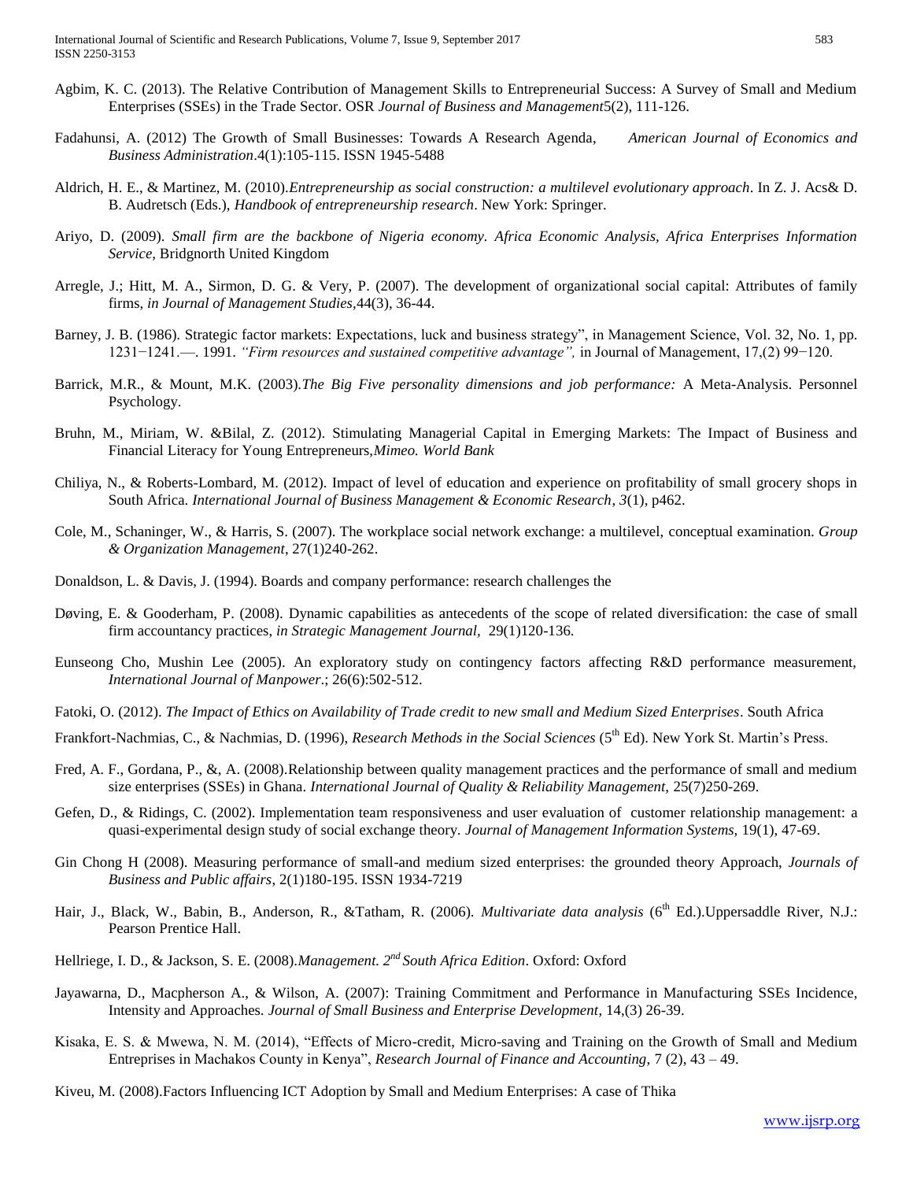Agbim, K. C. (2013). The Relative Contribution of Management Skills to Entrepreneurial Success: A Survey of Small and Medium Enterprises (SSEs) in the Trade Sector. OSR *Journal of Business and Management*5(2), 111-126.

Fadahunsi, A. (2012) The Growth of Small Businesses: Towards A Research Agenda, *American Journal of Economics and Business Administration*.4(1):105-115. ISSN 1945-5488

Aldrich, H. E., & Martinez, M. (2010).*Entrepreneurship as social construction: a multilevel evolutionary approach*. In Z. J. Acs& D. B. Audretsch (Eds.), *Handbook of entrepreneurship research*. New York: Springer.

Ariyo, D. (2009). *Small firm are the backbone of Nigeria economy. Africa Economic Analysis, Africa Enterprises Information Service,* Bridgnorth United Kingdom

Arregle, J.; Hitt, M. A., Sirmon, D. G. & Very, P. (2007). The development of organizational social capital: Attributes of family firms, *in Journal of Management Studies*,44(3), 36-44.

Barney, J. B. (1986). Strategic factor markets: Expectations, luck and business strategy", in Management Science, Vol. 32, No. 1, pp. 1231−1241.—. 1991. *"Firm resources and sustained competitive advantage",* in Journal of Management, 17,(2) 99−120.

Barrick, M.R., & Mount, M.K. (2003).*The Big Five personality dimensions and job performance:* A Meta-Analysis. Personnel Psychology.

Bruhn, M., Miriam, W. &Bilal, Z. (2012). Stimulating Managerial Capital in Emerging Markets: The Impact of Business and Financial Literacy for Young Entrepreneurs,*Mimeo. World Bank*

Chiliya, N., & Roberts-Lombard, M. (2012). Impact of level of education and experience on profitability of small grocery shops in South Africa. *International Journal of Business Management & Economic Research*, *3*(1), p462.

Cole, M., Schaninger, W., & Harris, S. (2007). The workplace social network exchange: a multilevel, conceptual examination. *Group & Organization Management*, 27(1)240-262.

Donaldson, L. & Davis, J. (1994). Boards and company performance: research challenges the

Døving, E. & Gooderham, P. (2008). Dynamic capabilities as antecedents of the scope of related diversification: the case of small firm accountancy practices, *in Strategic Management Journal*, 29(1)120-136.

Eunseong Cho, Mushin Lee (2005). An exploratory study on contingency factors affecting R&D performance measurement, *International Journal of Manpower*.; 26(6):502-512.

Fatoki, O. (2012). *The Impact of Ethics on Availability of Trade credit to new small and Medium Sized Enterprises*. South Africa

Frankfort-Nachmias, C., & Nachmias, D. (1996), *Research Methods in the Social Sciences* (5th Ed). New York St. Martin's Press.

Fred, A. F., Gordana, P., &, A. (2008).Relationship between quality management practices and the performance of small and medium size enterprises (SSEs) in Ghana. *International Journal of Quality & Reliability Management,* 25(7)250-269.

Gefen, D., & Ridings, C. (2002). Implementation team responsiveness and user evaluation of customer relationship management: a quasi-experimental design study of social exchange theory. *Journal of Management Information Systems,* 19(1), 47-69.

Gin Chong H (2008). Measuring performance of small-and medium sized enterprises: the grounded theory Approach, *Journals of Business and Public affairs*, 2(1)180-195. ISSN 1934-7219

Hair, J., Black, W., Babin, B., Anderson, R., &Tatham, R. (2006). *Multivariate data analysis* (6th Ed.).Uppersaddle River, N.J.: Pearson Prentice Hall.

Hellriege, I. D., & Jackson, S. E. (2008).*Management. 2nd South Africa Edition*. Oxford: Oxford

Jayawarna, D., Macpherson A., & Wilson, A. (2007): Training Commitment and Performance in Manufacturing SSEs Incidence, Intensity and Approaches. *Journal of Small Business and Enterprise Development*, 14,(3) 26-39.

Kisaka, E. S. & Mwewa, N. M. (2014), "Effects of Micro-credit, Micro-saving and Training on the Growth of Small and Medium Entreprises in Machakos County in Kenya", *Research Journal of Finance and Accounting,* 7 (2), 43 – 49.

Kiveu, M. (2008).Factors Influencing ICT Adoption by Small and Medium Enterprises: A case of Thika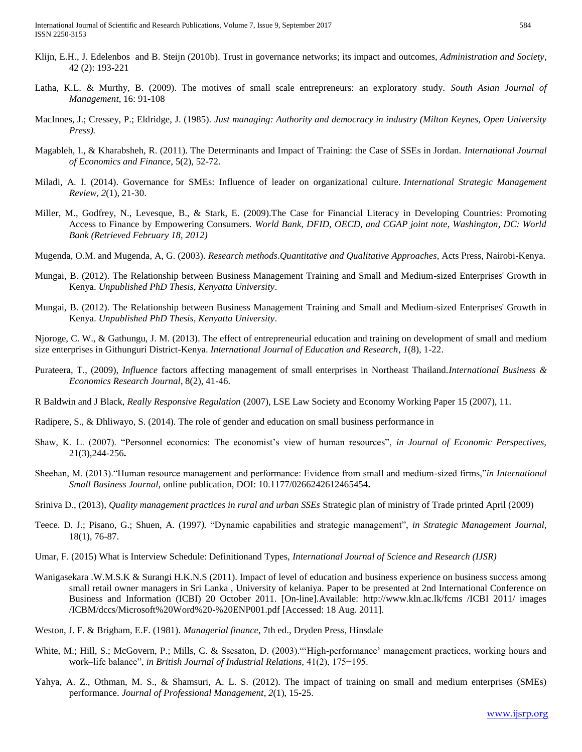Klijn, E.H., J. Edelenbos and B. Steijn (2010b). Trust in governance networks; its impact and outcomes, *Administration and Society*, 42 (2): 193-221

Latha, K.L. & Murthy, B. (2009). The motives of small scale entrepreneurs: an exploratory study. *South Asian Journal of Management*, 16: 91-108

MacInnes, J.; Cressey, P.; Eldridge, J. (1985). *Just managing: Authority and democracy in industry (Milton Keynes, Open University Press).*

Magableh, I., & Kharabsheh, R. (2011). The Determinants and Impact of Training: the Case of SSEs in Jordan. *International Journal of Economics and Finance,* 5(2), 52-72.

Miladi, A. I. (2014). Governance for SMEs: Influence of leader on organizational culture. *International Strategic Management Review*, *2*(1), 21-30.

Miller, M., Godfrey, N., Levesque, B., & Stark, E. (2009).The Case for Financial Literacy in Developing Countries: Promoting Access to Finance by Empowering Consumers. *World Bank, DFID, OECD, and CGAP joint note, Washington, DC: World Bank (Retrieved February 18, 2012)*

Mugenda, O.M. and Mugenda, A, G. (2003). *Research methods.Quantitative and Qualitative Approaches*, Acts Press, Nairobi-Kenya.

Mungai, B. (2012). The Relationship between Business Management Training and Small and Medium-sized Enterprises' Growth in Kenya. *Unpublished PhD Thesis, Kenyatta University*.

Mungai, B. (2012). The Relationship between Business Management Training and Small and Medium-sized Enterprises' Growth in Kenya. *Unpublished PhD Thesis, Kenyatta University*.

Njoroge, C. W., & Gathungu, J. M. (2013). The effect of entrepreneurial education and training on development of small and medium size enterprises in Githunguri District-Kenya. *International Journal of Education and Research*, *1*(8), 1-22.

Purateera, T., (2009), *Influence* factors affecting management of small enterprises in Northeast Thailand.*International Business & Economics Research Journal*, 8(2), 41-46.

R Baldwin and J Black, *Really Responsive Regulation* (2007), LSE Law Society and Economy Working Paper 15 (2007), 11.

Radipere, S., & Dhliwayo, S. (2014). The role of gender and education on small business performance in

Shaw, K. L. (2007). "Personnel economics: The economist's view of human resources", *in Journal of Economic Perspectives,* 21(3),244-256**.**

Sheehan, M. (2013)."Human resource management and performance: Evidence from small and medium-sized firms,"*in International Small Business Journal,* online publication, DOI: 10.1177/0266242612465454**.**

Sriniva D., (2013), *Quality management practices in rural and urban SSEs* Strategic plan of ministry of Trade printed April (2009)

Teece. D. J.; Pisano, G.; Shuen, A. (1997*).* "Dynamic capabilities and strategic management", *in Strategic Management Journal,* 18(1), 76-87.

Umar, F. (2015) What is Interview Schedule: Definitionand Types, *International Journal of Science and Research (IJSR)*

Wanigasekara .W.M.S.K & Surangi H.K.N.S (2011). Impact of level of education and business experience on business success among small retail owner managers in Sri Lanka , University of kelaniya. Paper to be presented at 2nd International Conference on Business and Information (ICBI) 20 October 2011. [On-line].Available: http://www.kln.ac.lk/fcms /ICBI 2011/ images /ICBM/dccs/Microsoft%20Word%20-%20ENP001.pdf [Accessed: 18 Aug. 2011].

Weston, J. F. & Brigham, E.F. (1981). *Managerial finance,* 7th ed., Dryden Press, Hinsdale

White, M.; Hill, S.; McGovern, P.; Mills, C. & Ssesaton, D. (2003)."'High-performance' management practices, working hours and work–life balance", *in British Journal of Industrial Relations,* 41(2), 175−195.

Yahya, A. Z., Othman, M. S., & Shamsuri, A. L. S. (2012). The impact of training on small and medium enterprises (SMEs) performance. *Journal of Professional Management*, *2*(1), 15-25.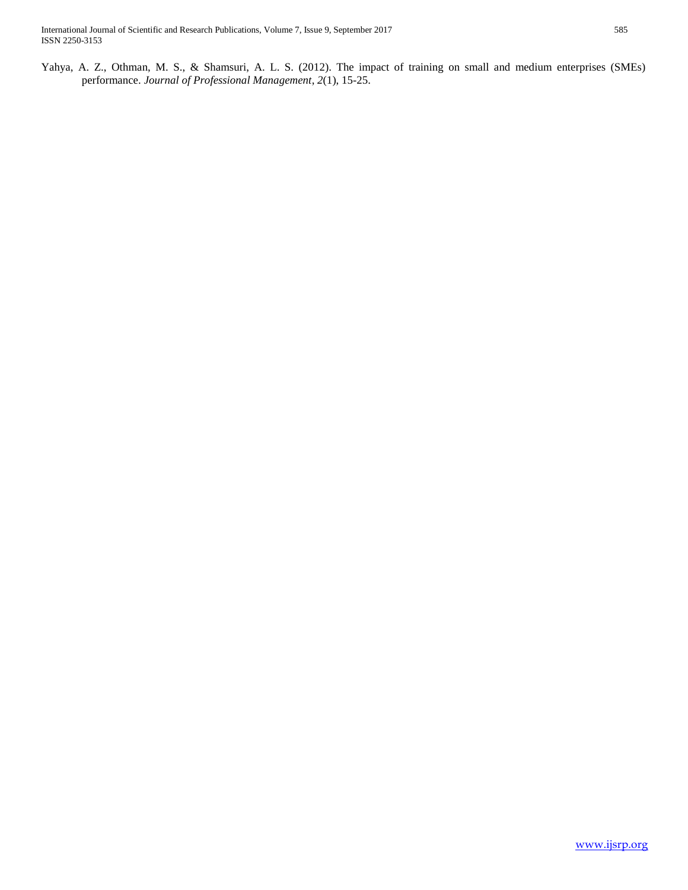Yahya, A. Z., Othman, M. S., & Shamsuri, A. L. S. (2012). The impact of training on small and medium enterprises (SMEs) performance. *Journal of Professional Management*, *2*(1), 15-25.